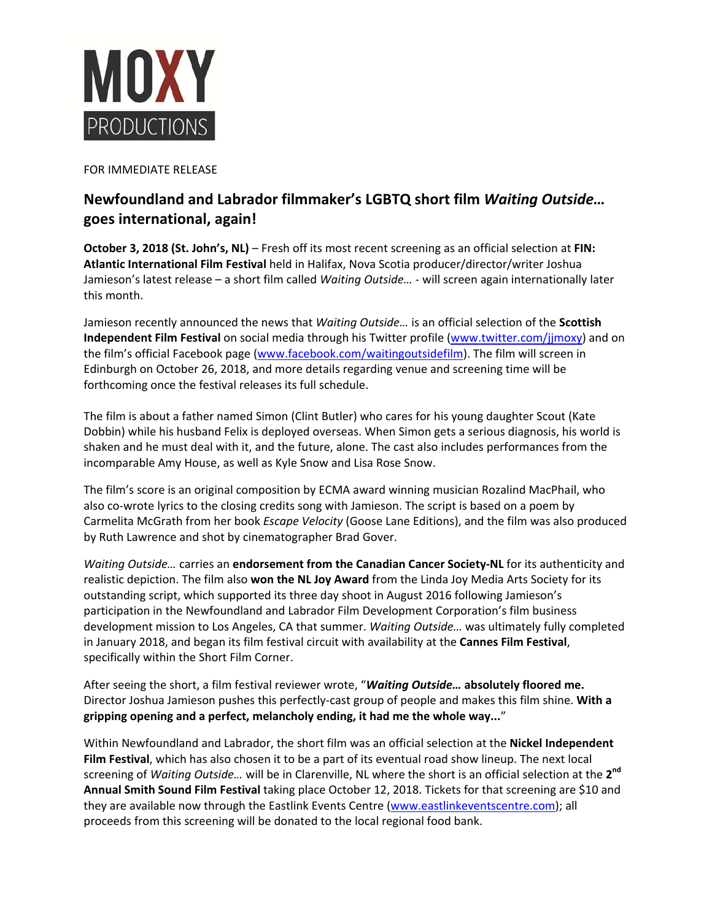MOXY PRODUCTIONS

FOR IMMEDIATE RELEASE

## Newfoundland and Labrador filmmaker's LGBTQ short film *Waiting Outside…* goes international, again!

**October 3, 2018 (St. John's, NL)** – Fresh off its most recent screening as an official selection at **FIN: Atlantic International Film Festival** held in Halifax, Nova Scotia producer/director/writer Joshua Jamieson's latest release – a short film called *Waiting Outside…* - will screen again internationally later this month.

Jamieson recently announced the news that *Waiting Outside…* is an official selection of the **Scottish Independent Film Festival** on social media through his Twitter profile (www.twitter.com/jjmoxy) and on the film's official Facebook page (www.facebook.com/waitingoutsidefilm). The film will screen in Edinburgh on October 26, 2018, and more details regarding venue and screening time will be forthcoming once the festival releases its full schedule.

The film is about a father named Simon (Clint Butler) who cares for his young daughter Scout (Kate Dobbin) while his husband Felix is deployed overseas. When Simon gets a serious diagnosis, his world is shaken and he must deal with it, and the future, alone. The cast also includes performances from the incomparable Amy House, as well as Kyle Snow and Lisa Rose Snow.

The film's score is an original composition by ECMA award winning musician Rozalind MacPhail, who also co-wrote lyrics to the closing credits song with Jamieson. The script is based on a poem by Carmelita McGrath from her book *Escape Velocity* (Goose Lane Editions), and the film was also produced by Ruth Lawrence and shot by cinematographer Brad Gover.

*Waiting Outside…* carries an **endorsement from the Canadian Cancer Society-NL** for its authenticity and realistic depiction. The film also **won the NL Joy Award** from the Linda Joy Media Arts Society for its outstanding script, which supported its three day shoot in August 2016 following Jamieson's participation in the Newfoundland and Labrador Film Development Corporation's film business development mission to Los Angeles, CA that summer. *Waiting Outside…* was ultimately fully completed in January 2018, and began its film festival circuit with availability at the **Cannes Film Festival**, specifically within the Short Film Corner.

After seeing the short, a film festival reviewer wrote, "***Waiting Outside…* absolutely floored me.** Director Joshua Jamieson pushes this perfectly-cast group of people and makes this film shine. **With a gripping opening and a perfect, melancholy ending, it had me the whole way...**"

Within Newfoundland and Labrador, the short film was an official selection at the **Nickel Independent Film Festival**, which has also chosen it to be a part of its eventual road show lineup. The next local screening of *Waiting Outside…* will be in Clarenville, NL where the short is an official selection at the **2nd Annual Smith Sound Film Festival** taking place October 12, 2018. Tickets for that screening are $10 and they are available now through the Eastlink Events Centre (www.eastlinkeventscentre.com); all proceeds from this screening will be donated to the local regional food bank.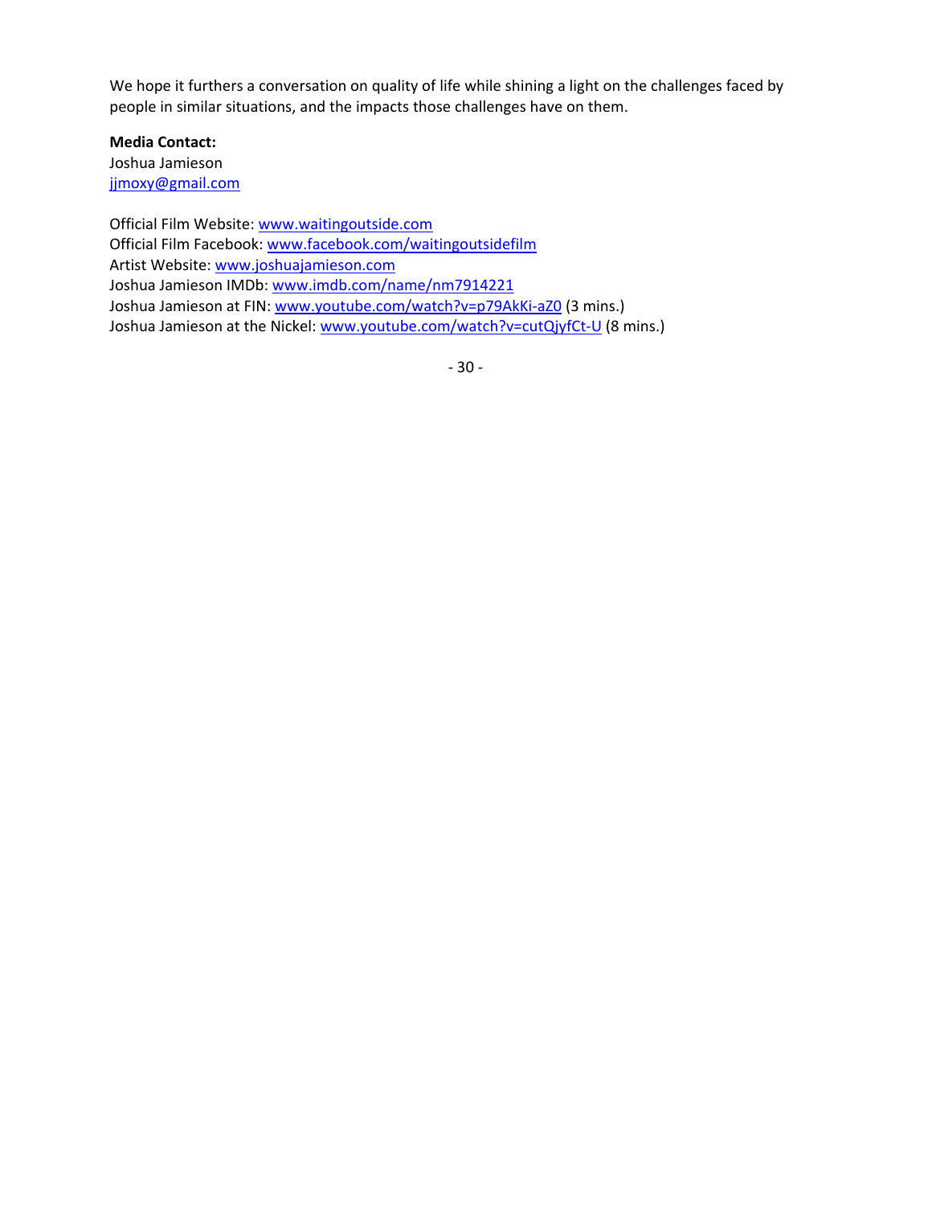We hope it furthers a conversation on quality of life while shining a light on the challenges faced by people in similar situations, and the impacts those challenges have on them.

**Media Contact:**
Joshua Jamieson
jjmoxy@gmail.com

Official Film Website: www.waitingoutside.com
Official Film Facebook: www.facebook.com/waitingoutsidefilm
Artist Website: www.joshuajamieson.com
Joshua Jamieson IMDb: www.imdb.com/name/nm7914221
Joshua Jamieson at FIN: www.youtube.com/watch?v=p79AkKi-aZ0 (3 mins.)
Joshua Jamieson at the Nickel: www.youtube.com/watch?v=cutQjyfCt-U (8 mins.)

- 30 -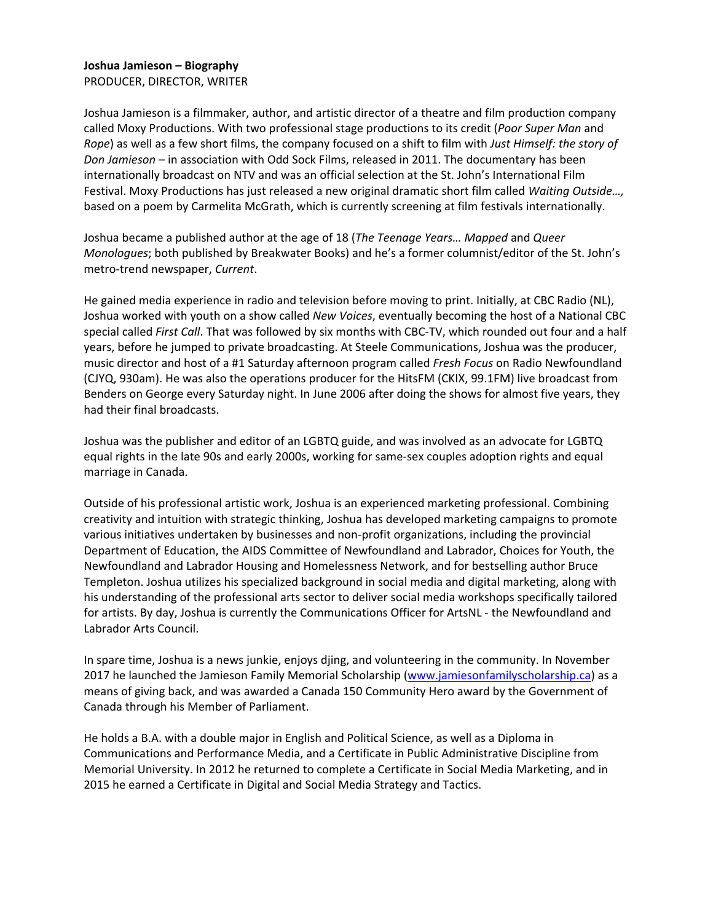**Joshua Jamieson – Biography**
PRODUCER, DIRECTOR, WRITER

Joshua Jamieson is a filmmaker, author, and artistic director of a theatre and film production company called Moxy Productions. With two professional stage productions to its credit (*Poor Super Man* and *Rope*) as well as a few short films, the company focused on a shift to film with *Just Himself: the story of Don Jamieson* – in association with Odd Sock Films, released in 2011. The documentary has been internationally broadcast on NTV and was an official selection at the St. John's International Film Festival. Moxy Productions has just released a new original dramatic short film called *Waiting Outside…,* based on a poem by Carmelita McGrath, which is currently screening at film festivals internationally.

Joshua became a published author at the age of 18 (*The Teenage Years… Mapped* and *Queer Monologues*; both published by Breakwater Books) and he's a former columnist/editor of the St. John's metro-trend newspaper, *Current*.

He gained media experience in radio and television before moving to print. Initially, at CBC Radio (NL), Joshua worked with youth on a show called *New Voices*, eventually becoming the host of a National CBC special called *First Call*. That was followed by six months with CBC-TV, which rounded out four and a half years, before he jumped to private broadcasting. At Steele Communications, Joshua was the producer, music director and host of a #1 Saturday afternoon program called *Fresh Focus* on Radio Newfoundland (CJYQ, 930am). He was also the operations producer for the HitsFM (CKIX, 99.1FM) live broadcast from Benders on George every Saturday night. In June 2006 after doing the shows for almost five years, they had their final broadcasts.

Joshua was the publisher and editor of an LGBTQ guide, and was involved as an advocate for LGBTQ equal rights in the late 90s and early 2000s, working for same-sex couples adoption rights and equal marriage in Canada.

Outside of his professional artistic work, Joshua is an experienced marketing professional. Combining creativity and intuition with strategic thinking, Joshua has developed marketing campaigns to promote various initiatives undertaken by businesses and non-profit organizations, including the provincial Department of Education, the AIDS Committee of Newfoundland and Labrador, Choices for Youth, the Newfoundland and Labrador Housing and Homelessness Network, and for bestselling author Bruce Templeton. Joshua utilizes his specialized background in social media and digital marketing, along with his understanding of the professional arts sector to deliver social media workshops specifically tailored for artists. By day, Joshua is currently the Communications Officer for ArtsNL - the Newfoundland and Labrador Arts Council.

In spare time, Joshua is a news junkie, enjoys djing, and volunteering in the community. In November 2017 he launched the Jamieson Family Memorial Scholarship ([www.jamiesonfamilyscholarship.ca](http://www.jamiesonfamilyscholarship.ca)) as a means of giving back, and was awarded a Canada 150 Community Hero award by the Government of Canada through his Member of Parliament.

He holds a B.A. with a double major in English and Political Science, as well as a Diploma in Communications and Performance Media, and a Certificate in Public Administrative Discipline from Memorial University. In 2012 he returned to complete a Certificate in Social Media Marketing, and in 2015 he earned a Certificate in Digital and Social Media Strategy and Tactics.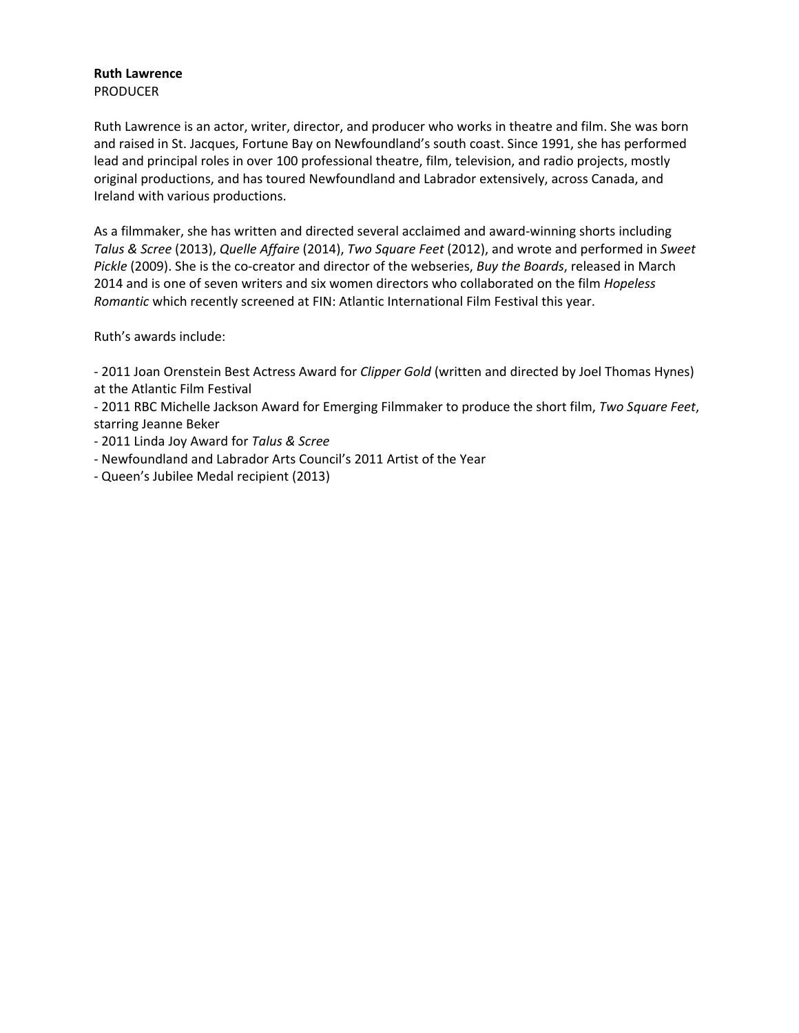**Ruth Lawrence**
PRODUCER

Ruth Lawrence is an actor, writer, director, and producer who works in theatre and film. She was born and raised in St. Jacques, Fortune Bay on Newfoundland's south coast. Since 1991, she has performed lead and principal roles in over 100 professional theatre, film, television, and radio projects, mostly original productions, and has toured Newfoundland and Labrador extensively, across Canada, and Ireland with various productions.

As a filmmaker, she has written and directed several acclaimed and award-winning shorts including *Talus & Scree* (2013), *Quelle Affaire* (2014), *Two Square Feet* (2012), and wrote and performed in *Sweet Pickle* (2009). She is the co-creator and director of the webseries, *Buy the Boards*, released in March 2014 and is one of seven writers and six women directors who collaborated on the film *Hopeless Romantic* which recently screened at FIN: Atlantic International Film Festival this year.

Ruth's awards include:

- 2011 Joan Orenstein Best Actress Award for *Clipper Gold* (written and directed by Joel Thomas Hynes) at the Atlantic Film Festival
- 2011 RBC Michelle Jackson Award for Emerging Filmmaker to produce the short film, *Two Square Feet*, starring Jeanne Beker
- 2011 Linda Joy Award for *Talus & Scree*
- Newfoundland and Labrador Arts Council's 2011 Artist of the Year
- Queen's Jubilee Medal recipient (2013)